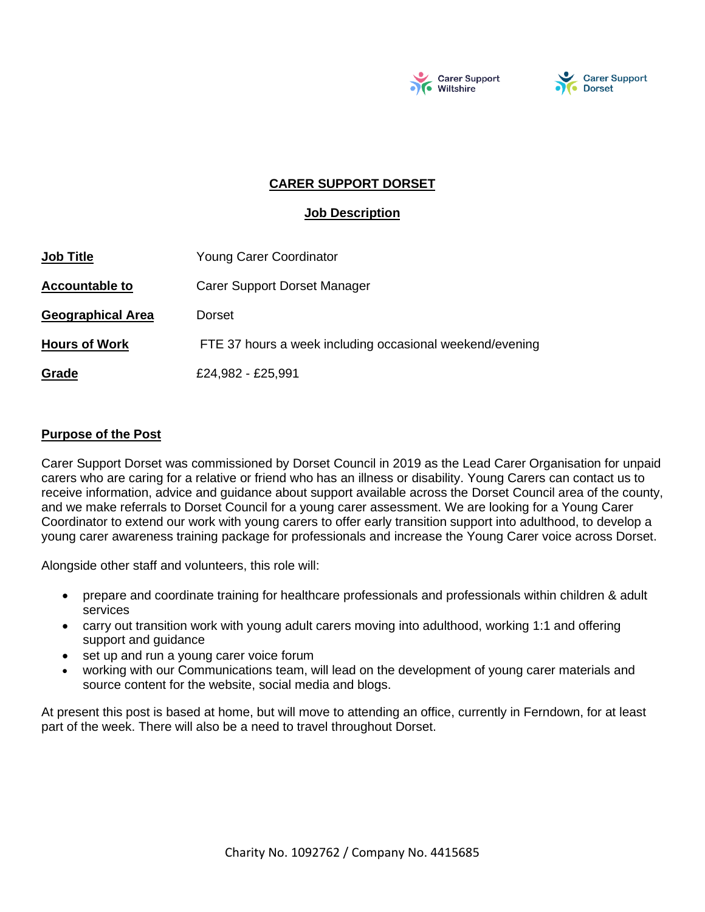# CARER SUPPORT DORSET

## Job Description

| | |
|---|---|
| **Job Title** | Young Carer Coordinator |
| **Accountable to** | Carer Support Dorset Manager |
| **Geographical Area** | Dorset |
| **Hours of Work** | FTE 37 hours a week including occasional weekend/evening |
| **Grade** | £24,982 - £25,991 |

### Purpose of the Post

Carer Support Dorset was commissioned by Dorset Council in 2019 as the Lead Carer Organisation for unpaid carers who are caring for a relative or friend who has an illness or disability. Young Carers can contact us to receive information, advice and guidance about support available across the Dorset Council area of the county, and we make referrals to Dorset Council for a young carer assessment. We are looking for a Young Carer Coordinator to extend our work with young carers to offer early transition support into adulthood, to develop a young carer awareness training package for professionals and increase the Young Carer voice across Dorset.

Alongside other staff and volunteers, this role will:

- prepare and coordinate training for healthcare professionals and professionals within children & adult services
- carry out transition work with young adult carers moving into adulthood, working 1:1 and offering support and guidance
- set up and run a young carer voice forum
- working with our Communications team, will lead on the development of young carer materials and source content for the website, social media and blogs.

At present this post is based at home, but will move to attending an office, currently in Ferndown, for at least part of the week. There will also be a need to travel throughout Dorset.

Charity No. 1092762 / Company No. 4415685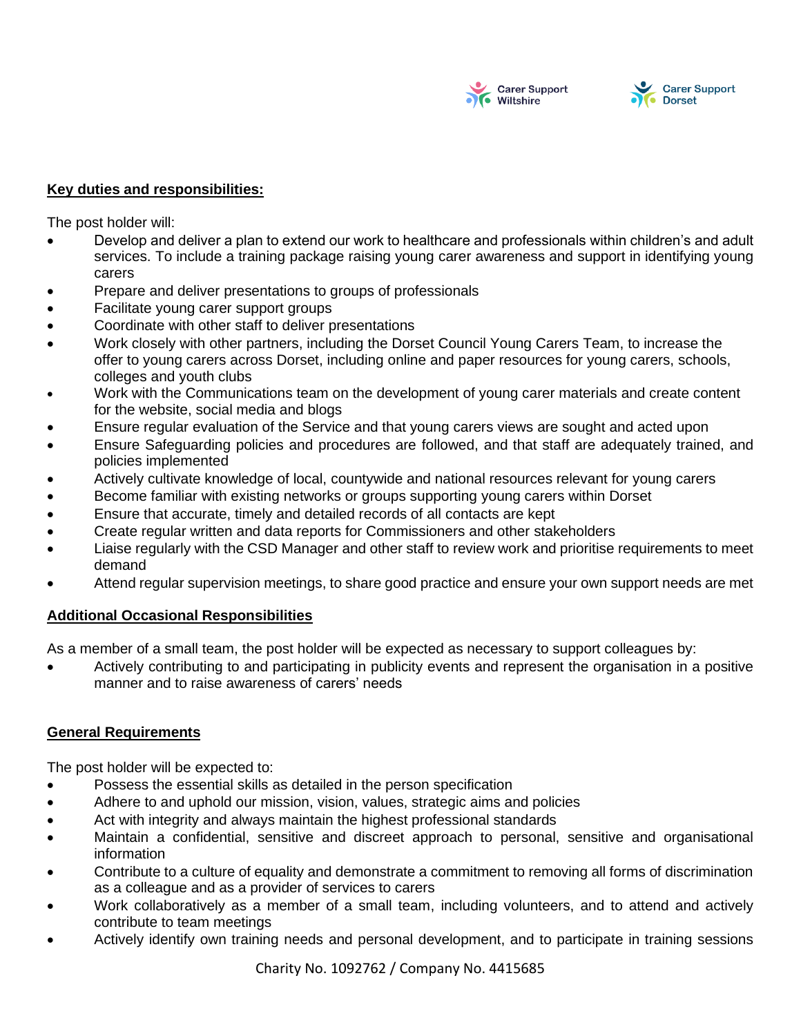## Key duties and responsibilities:

The post holder will:

- Develop and deliver a plan to extend our work to healthcare and professionals within children's and adult services. To include a training package raising young carer awareness and support in identifying young carers
- Prepare and deliver presentations to groups of professionals
- Facilitate young carer support groups
- Coordinate with other staff to deliver presentations
- Work closely with other partners, including the Dorset Council Young Carers Team, to increase the offer to young carers across Dorset, including online and paper resources for young carers, schools, colleges and youth clubs
- Work with the Communications team on the development of young carer materials and create content for the website, social media and blogs
- Ensure regular evaluation of the Service and that young carers views are sought and acted upon
- Ensure Safeguarding policies and procedures are followed, and that staff are adequately trained, and policies implemented
- Actively cultivate knowledge of local, countywide and national resources relevant for young carers
- Become familiar with existing networks or groups supporting young carers within Dorset
- Ensure that accurate, timely and detailed records of all contacts are kept
- Create regular written and data reports for Commissioners and other stakeholders
- Liaise regularly with the CSD Manager and other staff to review work and prioritise requirements to meet demand
- Attend regular supervision meetings, to share good practice and ensure your own support needs are met

## Additional Occasional Responsibilities

As a member of a small team, the post holder will be expected as necessary to support colleagues by:

- Actively contributing to and participating in publicity events and represent the organisation in a positive manner and to raise awareness of carers' needs

## General Requirements

The post holder will be expected to:

- Possess the essential skills as detailed in the person specification
- Adhere to and uphold our mission, vision, values, strategic aims and policies
- Act with integrity and always maintain the highest professional standards
- Maintain a confidential, sensitive and discreet approach to personal, sensitive and organisational information
- Contribute to a culture of equality and demonstrate a commitment to removing all forms of discrimination as a colleague and as a provider of services to carers
- Work collaboratively as a member of a small team, including volunteers, and to attend and actively contribute to team meetings
- Actively identify own training needs and personal development, and to participate in training sessions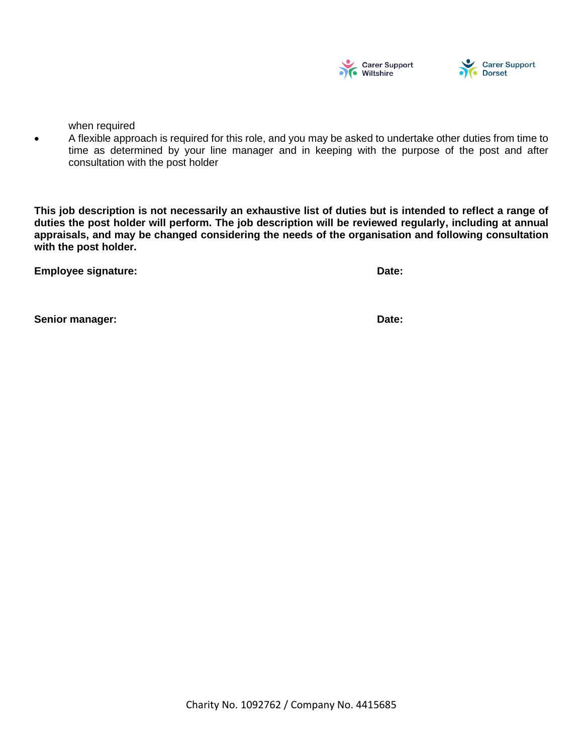when required

- A flexible approach is required for this role, and you may be asked to undertake other duties from time to time as determined by your line manager and in keeping with the purpose of the post and after consultation with the post holder

**This job description is not necessarily an exhaustive list of duties but is intended to reflect a range of duties the post holder will perform. The job description will be reviewed regularly, including at annual appraisals, and may be changed considering the needs of the organisation and following consultation with the post holder.**

**Employee signature:** **Date:**

**Senior manager:** **Date:**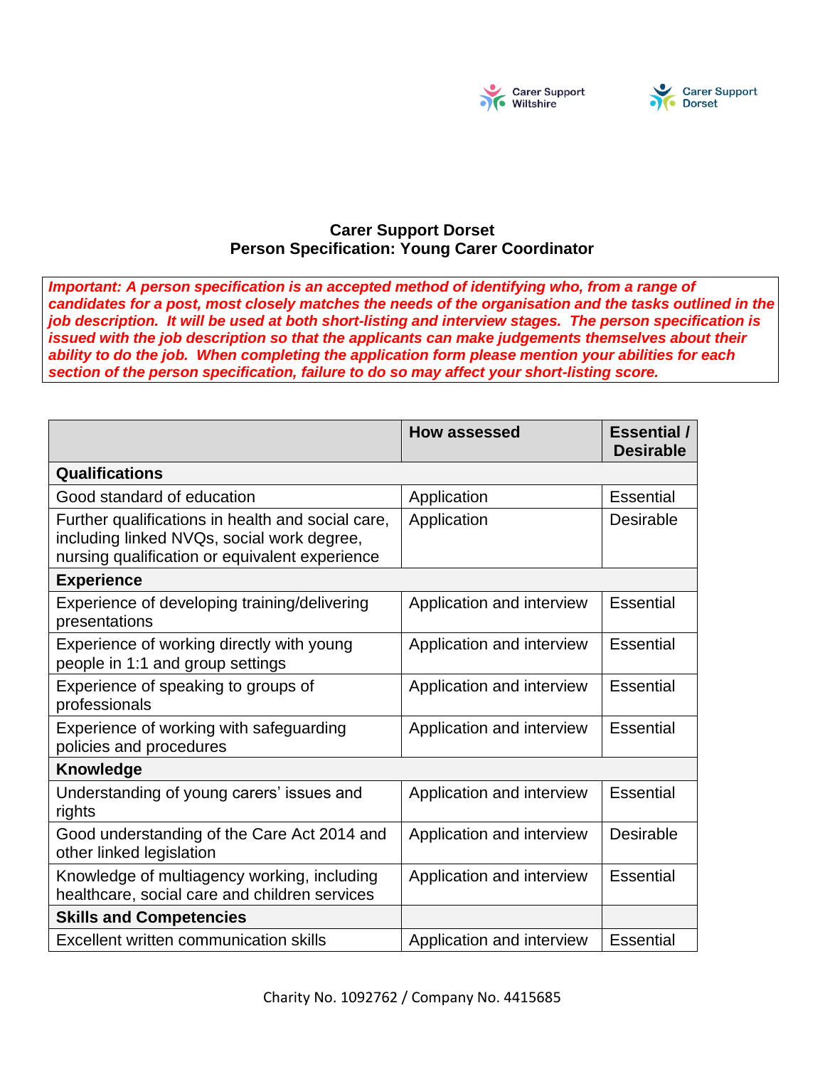**Carer Support Dorset**
**Person Specification: Young Carer Coordinator**

***Important: A person specification is an accepted method of identifying who, from a range of candidates for a post, most closely matches the needs of the organisation and the tasks outlined in the job description. It will be used at both short-listing and interview stages. The person specification is issued with the job description so that the applicants can make judgements themselves about their ability to do the job. When completing the application form please mention your abilities for each section of the person specification, failure to do so may affect your short-listing score.***

| | How assessed | Essential / Desirable |
|---|---|---|
| **Qualifications** | | |
| Good standard of education | Application | Essential |
| Further qualifications in health and social care, including linked NVQs, social work degree, nursing qualification or equivalent experience | Application | Desirable |
| **Experience** | | |
| Experience of developing training/delivering presentations | Application and interview | Essential |
| Experience of working directly with young people in 1:1 and group settings | Application and interview | Essential |
| Experience of speaking to groups of professionals | Application and interview | Essential |
| Experience of working with safeguarding policies and procedures | Application and interview | Essential |
| **Knowledge** | | |
| Understanding of young carers' issues and rights | Application and interview | Essential |
| Good understanding of the Care Act 2014 and other linked legislation | Application and interview | Desirable |
| Knowledge of multiagency working, including healthcare, social care and children services | Application and interview | Essential |
| **Skills and Competencies** | | |
| Excellent written communication skills | Application and interview | Essential |

Charity No. 1092762 / Company No. 4415685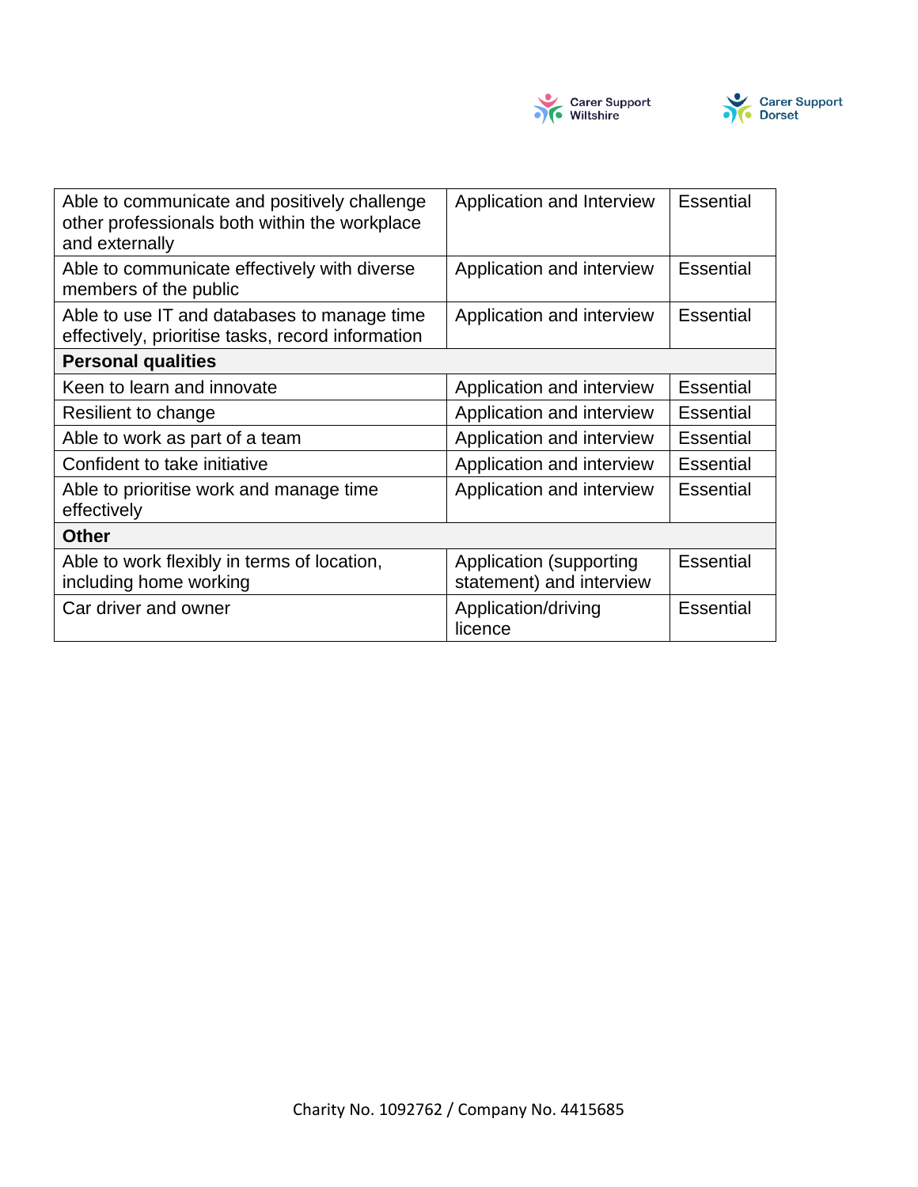| | | |
|---|---|---|
| Able to communicate and positively challenge other professionals both within the workplace and externally | Application and Interview | Essential |
| Able to communicate effectively with diverse members of the public | Application and interview | Essential |
| Able to use IT and databases to manage time effectively, prioritise tasks, record information | Application and interview | Essential |
| **Personal qualities** | | |
| Keen to learn and innovate | Application and interview | Essential |
| Resilient to change | Application and interview | Essential |
| Able to work as part of a team | Application and interview | Essential |
| Confident to take initiative | Application and interview | Essential |
| Able to prioritise work and manage time effectively | Application and interview | Essential |
| **Other** | | |
| Able to work flexibly in terms of location, including home working | Application (supporting statement) and interview | Essential |
| Car driver and owner | Application/driving licence | Essential |

Charity No. 1092762 / Company No. 4415685